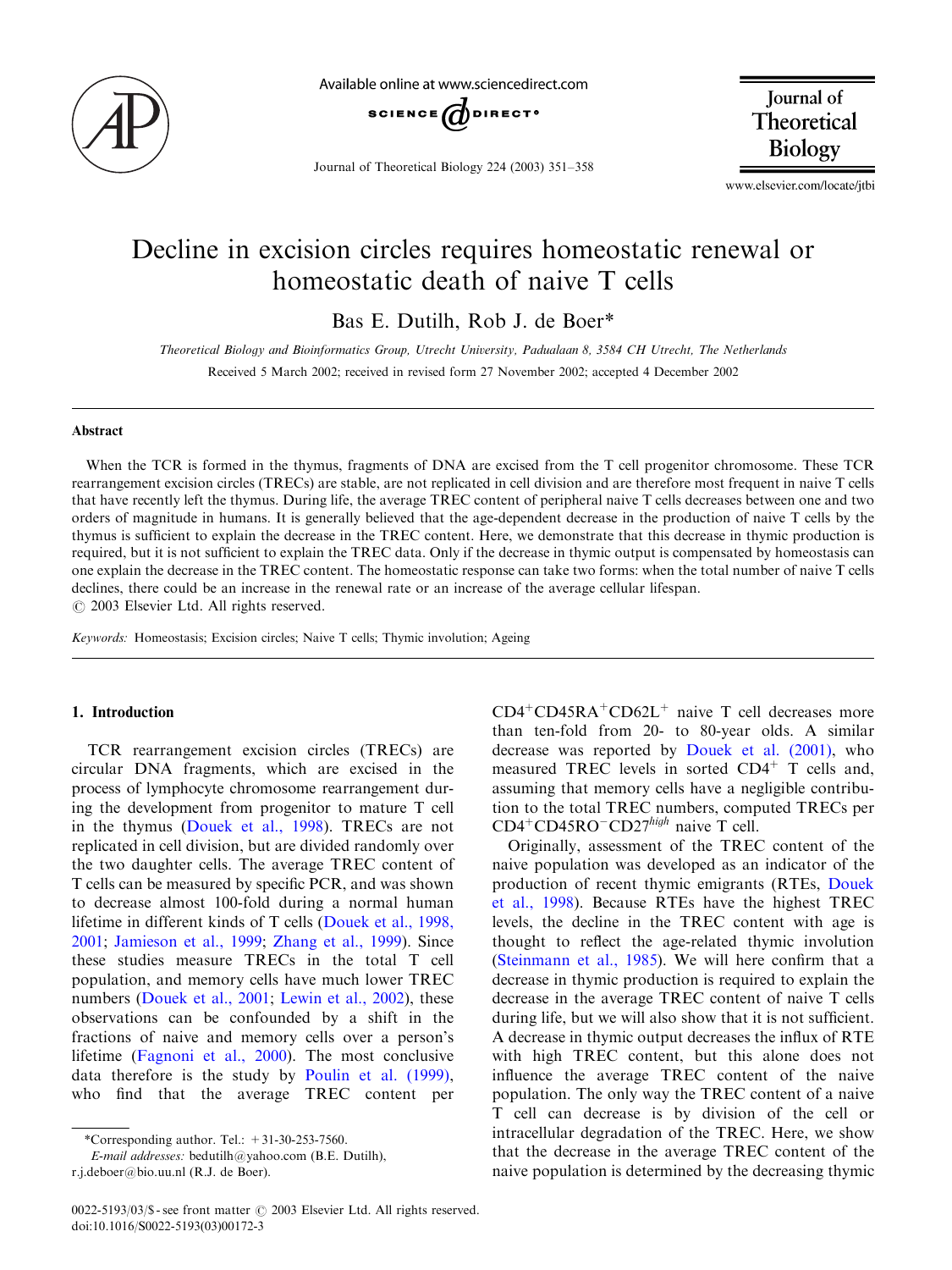# Decline in excision circles requires homeostatic renewal or homeostatic death of naive T cells

Bas E. Dutilh, Rob J. de Boer*

*Theoretical Biology and Bioinformatics Group, Utrecht University, Padualaan 8, 3584 CH Utrecht, The Netherlands*

Received 5 March 2002; received in revised form 27 November 2002; accepted 4 December 2002

## Abstract

When the TCR is formed in the thymus, fragments of DNA are excised from the T cell progenitor chromosome. These TCR rearrangement excision circles (TRECs) are stable, are not replicated in cell division and are therefore most frequent in naive T cells that have recently left the thymus. During life, the average TREC content of peripheral naive T cells decreases between one and two orders of magnitude in humans. It is generally believed that the age-dependent decrease in the production of naive T cells by the thymus is sufficient to explain the decrease in the TREC content. Here, we demonstrate that this decrease in thymic production is required, but it is not sufficient to explain the TREC data. Only if the decrease in thymic output is compensated by homeostasis can one explain the decrease in the TREC content. The homeostatic response can take two forms: when the total number of naive T cells declines, there could be an increase in the renewal rate or an increase of the average cellular lifespan.

© 2003 Elsevier Ltd. All rights reserved.

*Keywords:* Homeostasis; Excision circles; Naive T cells; Thymic involution; Ageing

## 1. Introduction

TCR rearrangement excision circles (TRECs) are circular DNA fragments, which are excised in the process of lymphocyte chromosome rearrangement during the development from progenitor to mature T cell in the thymus (Douek et al., 1998). TRECs are not replicated in cell division, but are divided randomly over the two daughter cells. The average TREC content of T cells can be measured by specific PCR, and was shown to decrease almost 100-fold during a normal human lifetime in different kinds of T cells (Douek et al., 1998, 2001; Jamieson et al., 1999; Zhang et al., 1999). Since these studies measure TRECs in the total T cell population, and memory cells have much lower TREC numbers (Douek et al., 2001; Lewin et al., 2002), these observations can be confounded by a shift in the fractions of naive and memory cells over a person's lifetime (Fagnoni et al., 2000). The most conclusive data therefore is the study by Poulin et al. (1999), who find that the average TREC content per $CD4^+CD45RA^+CD62L^+$ naive T cell decreases more than ten-fold from 20- to 80-year olds. A similar decrease was reported by Douek et al. (2001), who measured TREC levels in sorted $CD4^+$ T cells and, assuming that memory cells have a negligible contribution to the total TREC numbers, computed TRECs per $CD4^+CD45RO^-CD27^{high}$ naive T cell.

Originally, assessment of the TREC content of the naive population was developed as an indicator of the production of recent thymic emigrants (RTEs, Douek et al., 1998). Because RTEs have the highest TREC levels, the decline in the TREC content with age is thought to reflect the age-related thymic involution (Steinmann et al., 1985). We will here confirm that a decrease in thymic production is required to explain the decrease in the average TREC content of naive T cells during life, but we will also show that it is not sufficient. A decrease in thymic output decreases the influx of RTE with high TREC content, but this alone does not influence the average TREC content of the naive population. The only way the TREC content of a naive T cell can decrease is by division of the cell or intracellular degradation of the TREC. Here, we show that the decrease in the average TREC content of the naive population is determined by the decreasing thymic

*Corresponding author. Tel.: +31-30-253-7560.
*E-mail addresses:* bedutilh@yahoo.com (B.E. Dutilh), r.j.deboer@bio.uu.nl (R.J. de Boer).

0022-5193/03/$ - see front matter © 2003 Elsevier Ltd. All rights reserved.
doi:10.1016/S0022-5193(03)00172-3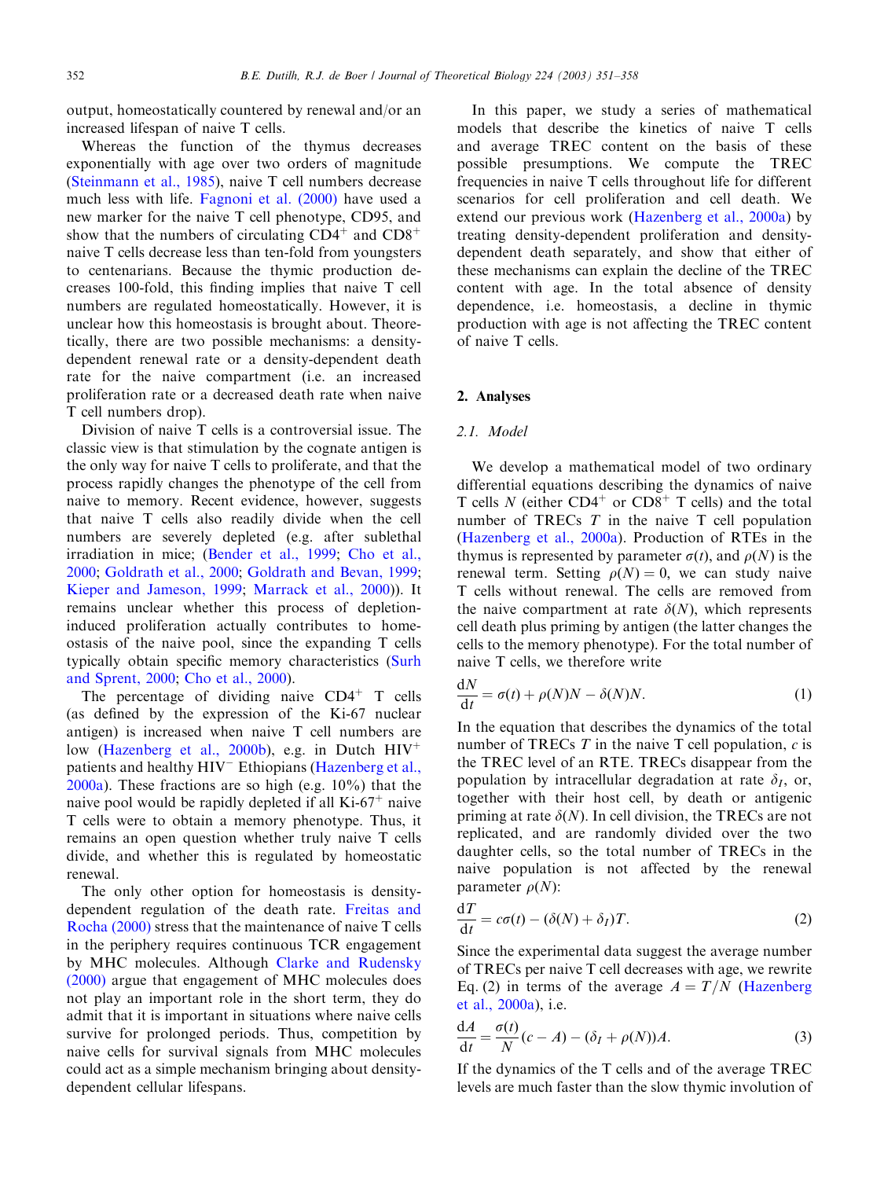output, homeostatically countered by renewal and/or an increased lifespan of naive T cells.

Whereas the function of the thymus decreases exponentially with age over two orders of magnitude (Steinmann et al., 1985), naive T cell numbers decrease much less with life. Fagnoni et al. (2000) have used a new marker for the naive T cell phenotype, CD95, and show that the numbers of circulating $CD4^+$ and $CD8^+$ naive T cells decrease less than ten-fold from youngsters to centenarians. Because the thymic production decreases 100-fold, this finding implies that naive T cell numbers are regulated homeostatically. However, it is unclear how this homeostasis is brought about. Theoretically, there are two possible mechanisms: a density-dependent renewal rate or a density-dependent death rate for the naive compartment (i.e. an increased proliferation rate or a decreased death rate when naive T cell numbers drop).

Division of naive T cells is a controversial issue. The classic view is that stimulation by the cognate antigen is the only way for naive T cells to proliferate, and that the process rapidly changes the phenotype of the cell from naive to memory. Recent evidence, however, suggests that naive T cells also readily divide when the cell numbers are severely depleted (e.g. after sublethal irradiation in mice; (Bender et al., 1999; Cho et al., 2000; Goldrath et al., 2000; Goldrath and Bevan, 1999; Kieper and Jameson, 1999; Marrack et al., 2000)). It remains unclear whether this process of depletion-induced proliferation actually contributes to homeostasis of the naive pool, since the expanding T cells typically obtain specific memory characteristics (Surh and Sprent, 2000; Cho et al., 2000).

The percentage of dividing naive $CD4^+$ T cells (as defined by the expression of the Ki-67 nuclear antigen) is increased when naive T cell numbers are low (Hazenberg et al., 2000b), e.g. in Dutch $HIV^+$ patients and healthy $HIV^-$ Ethiopians (Hazenberg et al., 2000a). These fractions are so high (e.g. 10%) that the naive pool would be rapidly depleted if all Ki-$67^+$ naive T cells were to obtain a memory phenotype. Thus, it remains an open question whether truly naive T cells divide, and whether this is regulated by homeostatic renewal.

The only other option for homeostasis is density-dependent regulation of the death rate. Freitas and Rocha (2000) stress that the maintenance of naive T cells in the periphery requires continuous TCR engagement by MHC molecules. Although Clarke and Rudensky (2000) argue that engagement of MHC molecules does not play an important role in the short term, they do admit that it is important in situations where naive cells survive for prolonged periods. Thus, competition by naive cells for survival signals from MHC molecules could act as a simple mechanism bringing about density-dependent cellular lifespans.

In this paper, we study a series of mathematical models that describe the kinetics of naive T cells and average TREC content on the basis of these possible presumptions. We compute the TREC frequencies in naive T cells throughout life for different scenarios for cell proliferation and cell death. We extend our previous work (Hazenberg et al., 2000a) by treating density-dependent proliferation and density-dependent death separately, and show that either of these mechanisms can explain the decline of the TREC content with age. In the total absence of density dependence, i.e. homeostasis, a decline in thymic production with age is not affecting the TREC content of naive T cells.

## 2. Analyses

### 2.1. Model

We develop a mathematical model of two ordinary differential equations describing the dynamics of naive T cells $N$ (either $CD4^+$ or $CD8^+$ T cells) and the total number of TRECs $T$ in the naive T cell population (Hazenberg et al., 2000a). Production of RTEs in the thymus is represented by parameter $\sigma(t)$, and $\rho(N)$ is the renewal term. Setting $\rho(N) = 0$, we can study naive T cells without renewal. The cells are removed from the naive compartment at rate $\delta(N)$, which represents cell death plus priming by antigen (the latter changes the cells to the memory phenotype). For the total number of naive T cells, we therefore write

$$\frac{dN}{dt} = \sigma(t) + \rho(N)N - \delta(N)N. \tag{1}$$

In the equation that describes the dynamics of the total number of TRECs $T$ in the naive T cell population, $c$ is the TREC level of an RTE. TRECs disappear from the population by intracellular degradation at rate $\delta_I$, or, together with their host cell, by death or antigenic priming at rate $\delta(N)$. In cell division, the TRECs are not replicated, and are randomly divided over the two daughter cells, so the total number of TRECs in the naive population is not affected by the renewal parameter $\rho(N)$:

$$\frac{dT}{dt} = c\sigma(t) - (\delta(N) + \delta_I)T. \tag{2}$$

Since the experimental data suggest the average number of TRECs per naive T cell decreases with age, we rewrite Eq. (2) in terms of the average $A = T/N$ (Hazenberg et al., 2000a), i.e.

$$\frac{dA}{dt} = \frac{\sigma(t)}{N}(c - A) - (\delta_I + \rho(N))A. \tag{3}$$

If the dynamics of the T cells and of the average TREC levels are much faster than the slow thymic involution of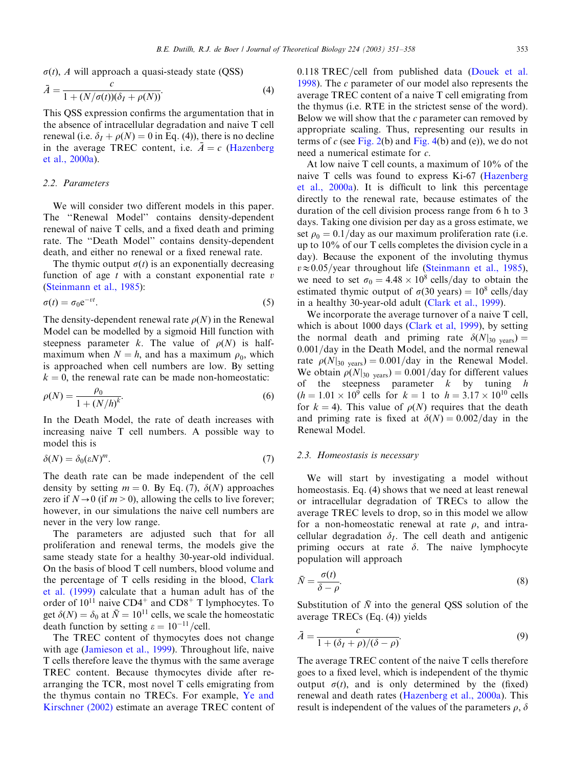$\sigma(t)$, $A$ will approach a quasi-steady state (QSS)

$$\bar{A} = \frac{c}{1 + (N/\sigma(t))(\delta_I + \rho(N))}. \tag{4}$$

This QSS expression confirms the argumentation that in the absence of intracellular degradation and naive T cell renewal (i.e. $\delta_I + \rho(N) = 0$ in Eq. (4)), there is no decline in the average TREC content, i.e. $\bar{A} = c$ (Hazenberg et al., 2000a).

### 2.2. Parameters

We will consider two different models in this paper. The "Renewal Model" contains density-dependent renewal of naive T cells, and a fixed death and priming rate. The "Death Model" contains density-dependent death, and either no renewal or a fixed renewal rate.

The thymic output $\sigma(t)$ is an exponentially decreasing function of age $t$ with a constant exponential rate $v$ (Steinmann et al., 1985):

$$\sigma(t) = \sigma_0 e^{-vt}. \tag{5}$$

The density-dependent renewal rate $\rho(N)$ in the Renewal Model can be modelled by a sigmoid Hill function with steepness parameter $k$. The value of $\rho(N)$ is half-maximum when $N = h$, and has a maximum $\rho_0$, which is approached when cell numbers are low. By setting $k = 0$, the renewal rate can be made non-homeostatic:

$$\rho(N) = \frac{\rho_0}{1 + (N/h)^k}. \tag{6}$$

In the Death Model, the rate of death increases with increasing naive T cell numbers. A possible way to model this is

$$\delta(N) = \delta_0(\varepsilon N)^m. \tag{7}$$

The death rate can be made independent of the cell density by setting $m = 0$. By Eq. (7), $\delta(N)$ approaches zero if $N \to 0$ (if $m > 0$), allowing the cells to live forever; however, in our simulations the naive cell numbers are never in the very low range.

The parameters are adjusted such that for all proliferation and renewal terms, the models give the same steady state for a healthy 30-year-old individual. On the basis of blood T cell numbers, blood volume and the percentage of T cells residing in the blood, Clark et al. (1999) calculate that a human adult has of the order of $10^{11}$ naive $CD4^+$ and $CD8^+$ T lymphocytes. To get $\delta(N) = \delta_0$ at $\bar{N} = 10^{11}$ cells, we scale the homeostatic death function by setting $\varepsilon = 10^{-11}$/cell.

The TREC content of thymocytes does not change with age (Jamieson et al., 1999). Throughout life, naive T cells therefore leave the thymus with the same average TREC content. Because thymocytes divide after rearranging the TCR, most novel T cells emigrating from the thymus contain no TRECs. For example, Ye and Kirschner (2002) estimate an average TREC content of 0.118 TREC/cell from published data (Douek et al. 1998). The $c$ parameter of our model also represents the average TREC content of a naive T cell emigrating from the thymus (i.e. RTE in the strictest sense of the word). Below we will show that the $c$ parameter can removed by appropriate scaling. Thus, representing our results in terms of $c$ (see Fig. 2(b) and Fig. 4(b) and (e)), we do not need a numerical estimate for $c$.

At low naive T cell counts, a maximum of 10% of the naive T cells was found to express Ki-67 (Hazenberg et al., 2000a). It is difficult to link this percentage directly to the renewal rate, because estimates of the duration of the cell division process range from 6 h to 3 days. Taking one division per day as a gross estimate, we set $\rho_0 = 0.1$/day as our maximum proliferation rate (i.e. up to 10% of our T cells completes the division cycle in a day). Because the exponent of the involuting thymus $v \approx 0.05$/year throughout life (Steinmann et al., 1985), we need to set $\sigma_0 = 4.48 \times 10^8$ cells/day to obtain the estimated thymic output of $\sigma(30 \text{ years}) = 10^8$ cells/day in a healthy 30-year-old adult (Clark et al., 1999).

We incorporate the average turnover of a naive T cell, which is about 1000 days (Clark et al, 1999), by setting the normal death and priming rate $\delta(N|_{30 \text{ years}}) = 0.001$/day in the Death Model, and the normal renewal rate $\rho(N|_{30 \text{ years}}) = 0.001$/day in the Renewal Model. We obtain $\rho(N|_{30 \text{ years}}) = 0.001$/day for different values of the steepness parameter $k$ by tuning $h$ ($h = 1.01 \times 10^9$ cells for $k = 1$ to $h = 3.17 \times 10^{10}$ cells for $k = 4$). This value of $\rho(N)$ requires that the death and priming rate is fixed at $\delta(N) = 0.002$/day in the Renewal Model.

### 2.3. Homeostasis is necessary

We will start by investigating a model without homeostasis. Eq. (4) shows that we need at least renewal or intracellular degradation of TRECs to allow the average TREC levels to drop, so in this model we allow for a non-homeostatic renewal at rate $\rho$, and intracellular degradation $\delta_I$. The cell death and antigenic priming occurs at rate $\delta$. The naive lymphocyte population will approach

$$\bar{N} = \frac{\sigma(t)}{\delta - \rho}. \tag{8}$$

Substitution of $\bar{N}$ into the general QSS solution of the average TRECs (Eq. (4)) yields

$$\bar{A} = \frac{c}{1 + (\delta_I + \rho)/(\delta - \rho)}. \tag{9}$$

The average TREC content of the naive T cells therefore goes to a fixed level, which is independent of the thymic output $\sigma(t)$, and is only determined by the (fixed) renewal and death rates (Hazenberg et al., 2000a). This result is independent of the values of the parameters $\rho$, $\delta$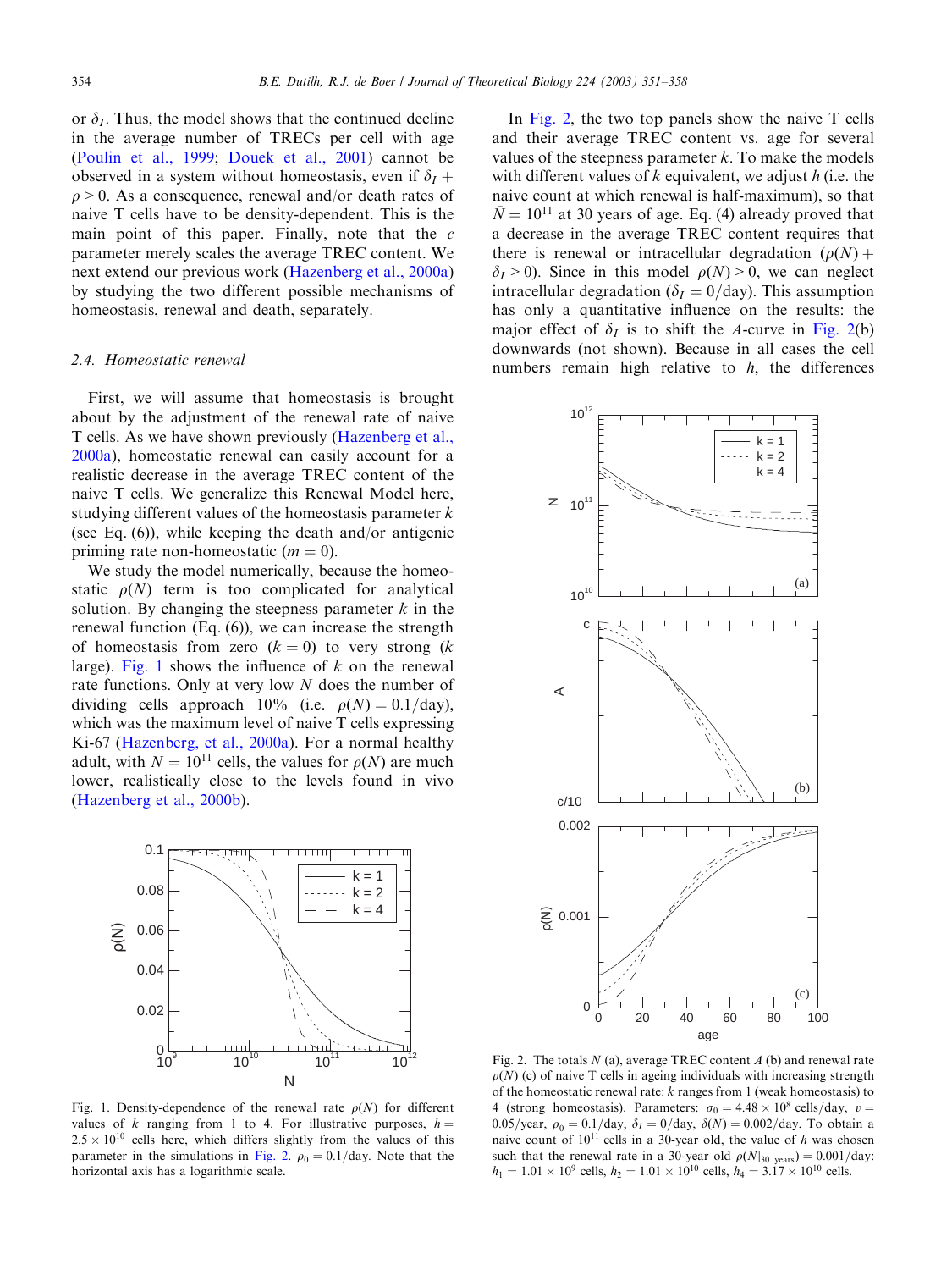or $\delta_I$. Thus, the model shows that the continued decline in the average number of TRECs per cell with age (Poulin et al., 1999; Douek et al., 2001) cannot be observed in a system without homeostasis, even if $\delta_I + \rho > 0$. As a consequence, renewal and/or death rates of naive T cells have to be density-dependent. This is the main point of this paper. Finally, note that the $c$ parameter merely scales the average TREC content. We next extend our previous work (Hazenberg et al., 2000a) by studying the two different possible mechanisms of homeostasis, renewal and death, separately.

### 2.4. Homeostatic renewal

First, we will assume that homeostasis is brought about by the adjustment of the renewal rate of naive T cells. As we have shown previously (Hazenberg et al., 2000a), homeostatic renewal can easily account for a realistic decrease in the average TREC content of the naive T cells. We generalize this Renewal Model here, studying different values of the homeostasis parameter $k$ (see Eq. (6)), while keeping the death and/or antigenic priming rate non-homeostatic ($m = 0$).

We study the model numerically, because the homeostatic $\rho(N)$ term is too complicated for analytical solution. By changing the steepness parameter $k$ in the renewal function (Eq. (6)), we can increase the strength of homeostasis from zero ($k = 0$) to very strong ($k$ large). Fig. 1 shows the influence of $k$ on the renewal rate functions. Only at very low $N$ does the number of dividing cells approach 10% (i.e. $\rho(N) = 0.1$/day), which was the maximum level of naive T cells expressing Ki-67 (Hazenberg, et al., 2000a). For a normal healthy adult, with $N = 10^{11}$ cells, the values for $\rho(N)$ are much lower, realistically close to the levels found in vivo (Hazenberg et al., 2000b).

Fig. 1. Density-dependence of the renewal rate $\rho(N)$ for different values of $k$ ranging from 1 to 4. For illustrative purposes, $h = 2.5 \times 10^{10}$ cells here, which differs slightly from the values of this parameter in the simulations in Fig. 2. $\rho_0 = 0.1$/day. Note that the horizontal axis has a logarithmic scale.

In Fig. 2, the two top panels show the naive T cells and their average TREC content vs. age for several values of the steepness parameter $k$. To make the models with different values of $k$ equivalent, we adjust $h$ (i.e. the naive count at which renewal is half-maximum), so that $\bar{N} = 10^{11}$ at 30 years of age. Eq. (4) already proved that a decrease in the average TREC content requires that there is renewal or intracellular degradation ($\rho(N) + \delta_I > 0$). Since in this model $\rho(N) > 0$, we can neglect intracellular degradation ($\delta_I = 0$/day). This assumption has only a quantitative influence on the results: the major effect of $\delta_I$ is to shift the $A$-curve in Fig. 2(b) downwards (not shown). Because in all cases the cell numbers remain high relative to $h$, the differences

Fig. 2. The totals $N$ (a), average TREC content $A$ (b) and renewal rate $\rho(N)$ (c) of naive T cells in ageing individuals with increasing strength of the homeostatic renewal rate: $k$ ranges from 1 (weak homeostasis) to 4 (strong homeostasis). Parameters: $\sigma_0 = 4.48 \times 10^8$ cells/day, $v = 0.05$/year, $\rho_0 = 0.1$/day, $\delta_I = 0$/day, $\delta(N) = 0.002$/day. To obtain a naive count of $10^{11}$ cells in a 30-year old, the value of $h$ was chosen such that the renewal rate in a 30-year old $\rho(N|_{30\ \text{years}}) = 0.001$/day: $h_1 = 1.01 \times 10^9$ cells, $h_2 = 1.01 \times 10^{10}$ cells, $h_4 = 3.17 \times 10^{10}$ cells.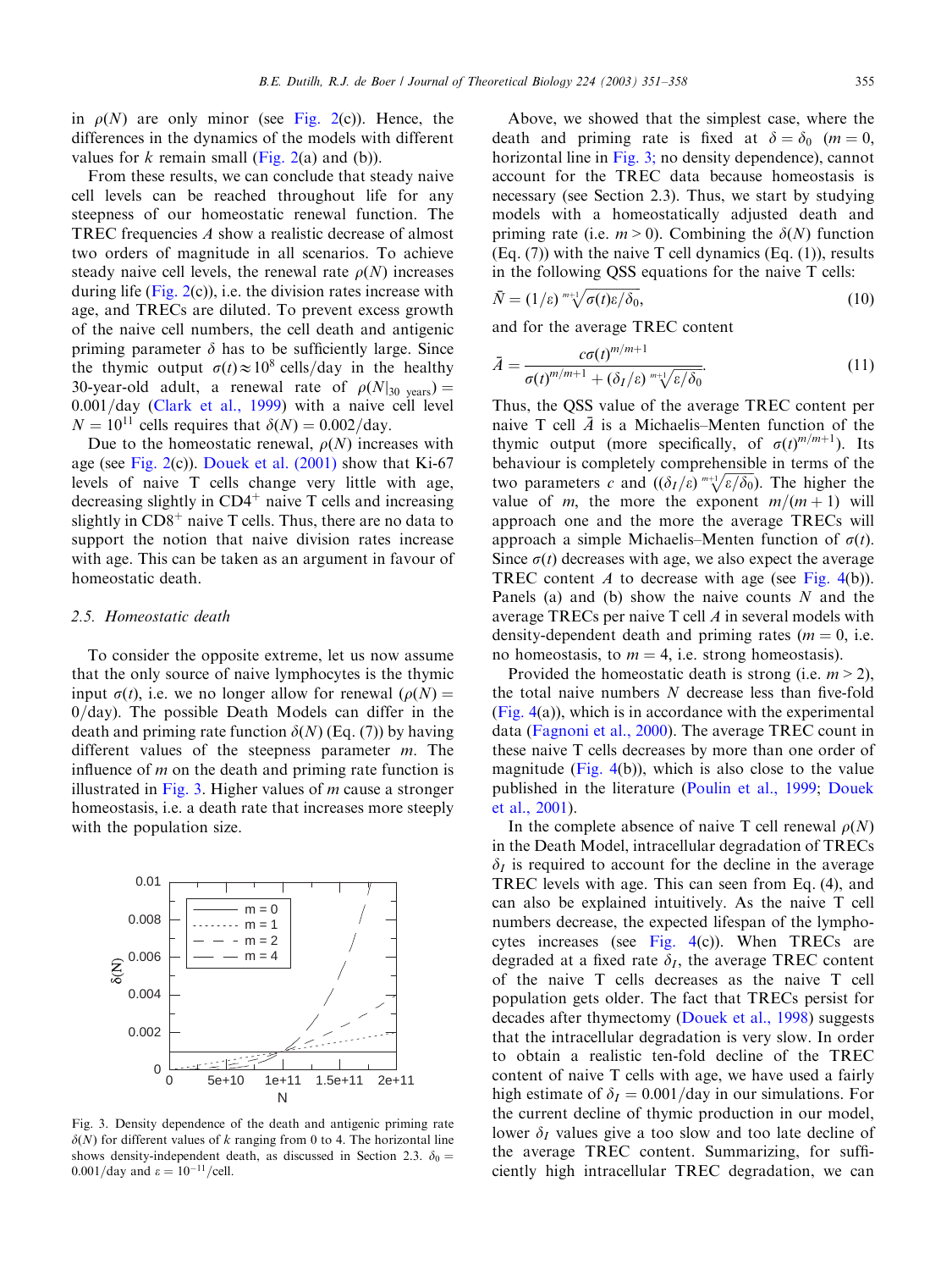in $\rho(N)$ are only minor (see Fig. 2(c)). Hence, the differences in the dynamics of the models with different values for $k$ remain small (Fig. 2(a) and (b)).

From these results, we can conclude that steady naive cell levels can be reached throughout life for any steepness of our homeostatic renewal function. The TREC frequencies $A$ show a realistic decrease of almost two orders of magnitude in all scenarios. To achieve steady naive cell levels, the renewal rate $\rho(N)$ increases during life (Fig. 2(c)), i.e. the division rates increase with age, and TRECs are diluted. To prevent excess growth of the naive cell numbers, the cell death and antigenic priming parameter $\delta$ has to be sufficiently large. Since the thymic output $\sigma(t) \approx 10^8$ cells/day in the healthy 30-year-old adult, a renewal rate of $\rho(N|_{30\text{ years}}) = 0.001$/day (Clark et al., 1999) with a naive cell level $N = 10^{11}$ cells requires that $\delta(N) = 0.002$/day.

Due to the homeostatic renewal, $\rho(N)$ increases with age (see Fig. 2(c)). Douek et al. (2001) show that Ki-67 levels of naive T cells change very little with age, decreasing slightly in $CD4^+$ naive T cells and increasing slightly in $CD8^+$ naive T cells. Thus, there are no data to support the notion that naive division rates increase with age. This can be taken as an argument in favour of homeostatic death.

### 2.5. Homeostatic death

To consider the opposite extreme, let us now assume that the only source of naive lymphocytes is the thymic input $\sigma(t)$, i.e. we no longer allow for renewal ($\rho(N) = 0$/day). The possible Death Models can differ in the death and priming rate function $\delta(N)$ (Eq. (7)) by having different values of the steepness parameter $m$. The influence of $m$ on the death and priming rate function is illustrated in Fig. 3. Higher values of $m$ cause a stronger homeostasis, i.e. a death rate that increases more steeply with the population size.

Fig. 3. Density dependence of the death and antigenic priming rate $\delta(N)$ for different values of $k$ ranging from 0 to 4. The horizontal line shows density-independent death, as discussed in Section 2.3. $\delta_0 = 0.001$/day and $\varepsilon = 10^{-11}$/cell.

Above, we showed that the simplest case, where the death and priming rate is fixed at $\delta = \delta_0$ ($m = 0$, horizontal line in Fig. 3; no density dependence), cannot account for the TREC data because homeostasis is necessary (see Section 2.3). Thus, we start by studying models with a homeostatically adjusted death and priming rate (i.e. $m > 0$). Combining the $\delta(N)$ function (Eq. (7)) with the naive T cell dynamics (Eq. (1)), results in the following QSS equations for the naive T cells:

$$\bar{N} = (1/\varepsilon)\sqrt[m+1]{\sigma(t)\varepsilon/\delta_0}, \tag{10}$$

and for the average TREC content

$$\bar{A} = \frac{c\sigma(t)^{m/m+1}}{\sigma(t)^{m/m+1} + (\delta_I/\varepsilon)\sqrt[m+1]{\varepsilon/\delta_0}}. \tag{11}$$

Thus, the QSS value of the average TREC content per naive T cell $\bar{A}$ is a Michaelis–Menten function of the thymic output (more specifically, of $\sigma(t)^{m/m+1}$). Its behaviour is completely comprehensible in terms of the two parameters $c$ and $((\delta_I/\varepsilon)\sqrt[m+1]{\varepsilon/\delta_0})$. The higher the value of $m$, the more the exponent $m/(m+1)$ will approach one and the more the average TRECs will approach a simple Michaelis–Menten function of $\sigma(t)$. Since $\sigma(t)$ decreases with age, we also expect the average TREC content $A$ to decrease with age (see Fig. 4(b)). Panels (a) and (b) show the naive counts $N$ and the average TRECs per naive T cell $A$ in several models with density-dependent death and priming rates ($m = 0$, i.e. no homeostasis, to $m = 4$, i.e. strong homeostasis).

Provided the homeostatic death is strong (i.e. $m > 2$), the total naive numbers $N$ decrease less than five-fold (Fig. 4(a)), which is in accordance with the experimental data (Fagnoni et al., 2000). The average TREC count in these naive T cells decreases by more than one order of magnitude (Fig. 4(b)), which is also close to the value published in the literature (Poulin et al., 1999; Douek et al., 2001).

In the complete absence of naive T cell renewal $\rho(N)$ in the Death Model, intracellular degradation of TRECs $\delta_I$ is required to account for the decline in the average TREC levels with age. This can seen from Eq. (4), and can also be explained intuitively. As the naive T cell numbers decrease, the expected lifespan of the lymphocytes increases (see Fig. 4(c)). When TRECs are degraded at a fixed rate $\delta_I$, the average TREC content of the naive T cells decreases as the naive T cell population gets older. The fact that TRECs persist for decades after thymectomy (Douek et al., 1998) suggests that the intracellular degradation is very slow. In order to obtain a realistic ten-fold decline of the TREC content of naive T cells with age, we have used a fairly high estimate of $\delta_I = 0.001$/day in our simulations. For the current decline of thymic production in our model, lower $\delta_I$ values give a too slow and too late decline of the average TREC content. Summarizing, for sufficiently high intracellular TREC degradation, we can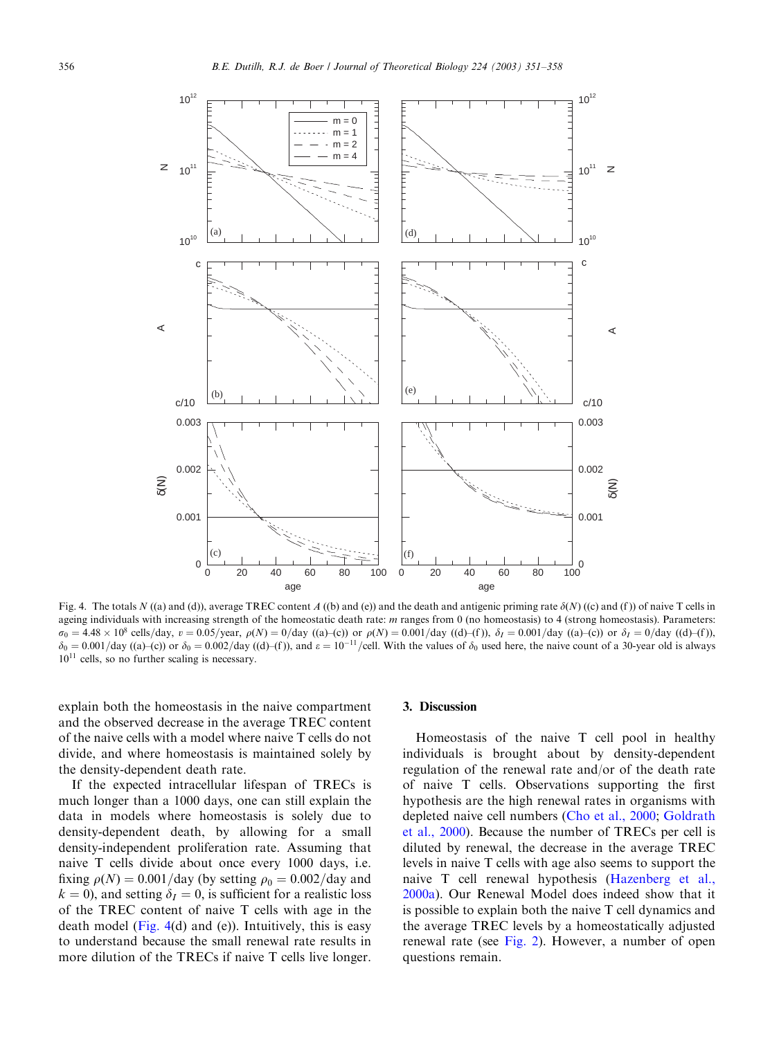Fig. 4. The totals $N$ ((a) and (d)), average TREC content $A$ ((b) and (e)) and the death and antigenic priming rate $\delta(N)$ ((c) and (f)) of naive T cells in ageing individuals with increasing strength of the homeostatic death rate: $m$ ranges from 0 (no homeostasis) to 4 (strong homeostasis). Parameters: $\sigma_0 = 4.48 \times 10^8$ cells/day, $v = 0.05$/year, $\rho(N) = 0$/day ((a)–(c)) or $\rho(N) = 0.001$/day ((d)–(f)), $\delta_I = 0.001$/day ((a)–(c)) or $\delta_I = 0$/day ((d)–(f)), $\delta_0 = 0.001$/day ((a)–(c)) or $\delta_0 = 0.002$/day ((d)–(f)), and $\varepsilon = 10^{-11}$/cell. With the values of $\delta_0$ used here, the naive count of a 30-year old is always $10^{11}$ cells, so no further scaling is necessary.

explain both the homeostasis in the naive compartment and the observed decrease in the average TREC content of the naive cells with a model where naive T cells do not divide, and where homeostasis is maintained solely by the density-dependent death rate.

If the expected intracellular lifespan of TRECs is much longer than a 1000 days, one can still explain the data in models where homeostasis is solely due to density-dependent death, by allowing for a small density-independent proliferation rate. Assuming that naive T cells divide about once every 1000 days, i.e. fixing $\rho(N) = 0.001$/day (by setting $\rho_0 = 0.002$/day and $k = 0$), and setting $\delta_I = 0$, is sufficient for a realistic loss of the TREC content of naive T cells with age in the death model (Fig. 4(d) and (e)). Intuitively, this is easy to understand because the small renewal rate results in more dilution of the TRECs if naive T cells live longer.

## 3. Discussion

Homeostasis of the naive T cell pool in healthy individuals is brought about by density-dependent regulation of the renewal rate and/or of the death rate of naive T cells. Observations supporting the first hypothesis are the high renewal rates in organisms with depleted naive cell numbers (Cho et al., 2000; Goldrath et al., 2000). Because the number of TRECs per cell is diluted by renewal, the decrease in the average TREC levels in naive T cells with age also seems to support the naive T cell renewal hypothesis (Hazenberg et al., 2000a). Our Renewal Model does indeed show that it is possible to explain both the naive T cell dynamics and the average TREC levels by a homeostatically adjusted renewal rate (see Fig. 2). However, a number of open questions remain.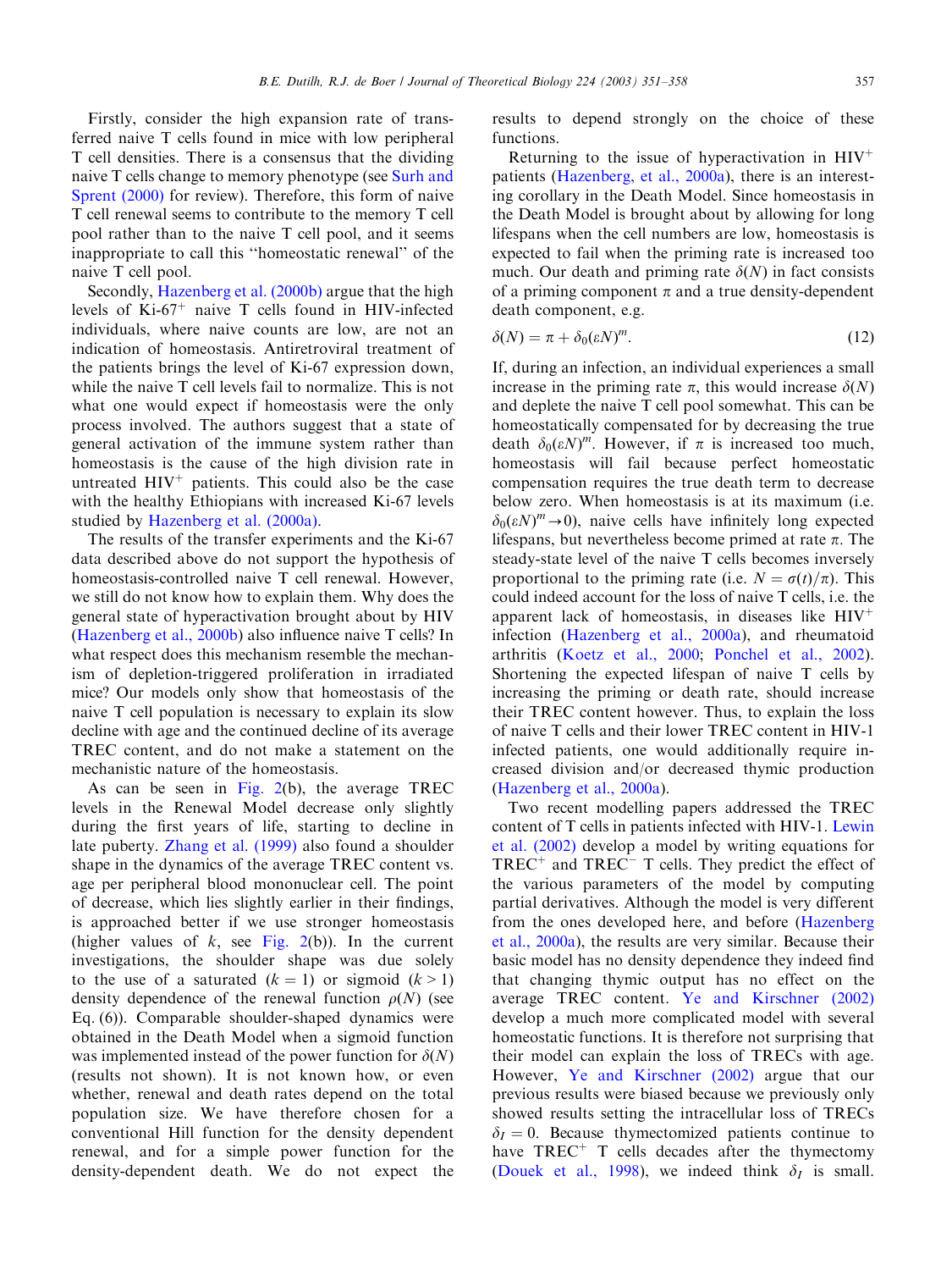Firstly, consider the high expansion rate of transferred naive T cells found in mice with low peripheral T cell densities. There is a consensus that the dividing naive T cells change to memory phenotype (see Surh and Sprent (2000) for review). Therefore, this form of naive T cell renewal seems to contribute to the memory T cell pool rather than to the naive T cell pool, and it seems inappropriate to call this ''homeostatic renewal'' of the naive T cell pool.

Secondly, Hazenberg et al. (2000b) argue that the high levels of Ki-67$^+$ naive T cells found in HIV-infected individuals, where naive counts are low, are not an indication of homeostasis. Antiretroviral treatment of the patients brings the level of Ki-67 expression down, while the naive T cell levels fail to normalize. This is not what one would expect if homeostasis were the only process involved. The authors suggest that a state of general activation of the immune system rather than homeostasis is the cause of the high division rate in untreated HIV$^+$ patients. This could also be the case with the healthy Ethiopians with increased Ki-67 levels studied by Hazenberg et al. (2000a).

The results of the transfer experiments and the Ki-67 data described above do not support the hypothesis of homeostasis-controlled naive T cell renewal. However, we still do not know how to explain them. Why does the general state of hyperactivation brought about by HIV (Hazenberg et al., 2000b) also influence naive T cells? In what respect does this mechanism resemble the mechanism of depletion-triggered proliferation in irradiated mice? Our models only show that homeostasis of the naive T cell population is necessary to explain its slow decline with age and the continued decline of its average TREC content, and do not make a statement on the mechanistic nature of the homeostasis.

As can be seen in Fig. 2(b), the average TREC levels in the Renewal Model decrease only slightly during the first years of life, starting to decline in late puberty. Zhang et al. (1999) also found a shoulder shape in the dynamics of the average TREC content vs. age per peripheral blood mononuclear cell. The point of decrease, which lies slightly earlier in their findings, is approached better if we use stronger homeostasis (higher values of $k$, see Fig. 2(b)). In the current investigations, the shoulder shape was due solely to the use of a saturated ($k = 1$) or sigmoid ($k > 1$) density dependence of the renewal function $\rho(N)$ (see Eq. (6)). Comparable shoulder-shaped dynamics were obtained in the Death Model when a sigmoid function was implemented instead of the power function for $\delta(N)$ (results not shown). It is not known how, or even whether, renewal and death rates depend on the total population size. We have therefore chosen for a conventional Hill function for the density dependent renewal, and for a simple power function for the density-dependent death. We do not expect the results to depend strongly on the choice of these functions.

Returning to the issue of hyperactivation in HIV$^+$ patients (Hazenberg, et al., 2000a), there is an interesting corollary in the Death Model. Since homeostasis in the Death Model is brought about by allowing for long lifespans when the cell numbers are low, homeostasis is expected to fail when the priming rate is increased too much. Our death and priming rate $\delta(N)$ in fact consists of a priming component $\pi$ and a true density-dependent death component, e.g.

$$\delta(N) = \pi + \delta_0(\varepsilon N)^m. \tag{12}$$

If, during an infection, an individual experiences a small increase in the priming rate $\pi$, this would increase $\delta(N)$ and deplete the naive T cell pool somewhat. This can be homeostatically compensated for by decreasing the true death $\delta_0(\varepsilon N)^m$. However, if $\pi$ is increased too much, homeostasis will fail because perfect homeostatic compensation requires the true death term to decrease below zero. When homeostasis is at its maximum (i.e. $\delta_0(\varepsilon N)^m \to 0$), naive cells have infinitely long expected lifespans, but nevertheless become primed at rate $\pi$. The steady-state level of the naive T cells becomes inversely proportional to the priming rate (i.e. $N = \sigma(t)/\pi$). This could indeed account for the loss of naive T cells, i.e. the apparent lack of homeostasis, in diseases like HIV$^+$ infection (Hazenberg et al., 2000a), and rheumatoid arthritis (Koetz et al., 2000; Ponchel et al., 2002). Shortening the expected lifespan of naive T cells by increasing the priming or death rate, should increase their TREC content however. Thus, to explain the loss of naive T cells and their lower TREC content in HIV-1 infected patients, one would additionally require increased division and/or decreased thymic production (Hazenberg et al., 2000a).

Two recent modelling papers addressed the TREC content of T cells in patients infected with HIV-1. Lewin et al. (2002) develop a model by writing equations for TREC$^+$ and TREC$^-$ T cells. They predict the effect of the various parameters of the model by computing partial derivatives. Although the model is very different from the ones developed here, and before (Hazenberg et al., 2000a), the results are very similar. Because their basic model has no density dependence they indeed find that changing thymic output has no effect on the average TREC content. Ye and Kirschner (2002) develop a much more complicated model with several homeostatic functions. It is therefore not surprising that their model can explain the loss of TRECs with age. However, Ye and Kirschner (2002) argue that our previous results were biased because we previously only showed results setting the intracellular loss of TRECs $\delta_I = 0$. Because thymectomized patients continue to have TREC$^+$ T cells decades after the thymectomy (Douek et al., 1998), we indeed think $\delta_I$ is small.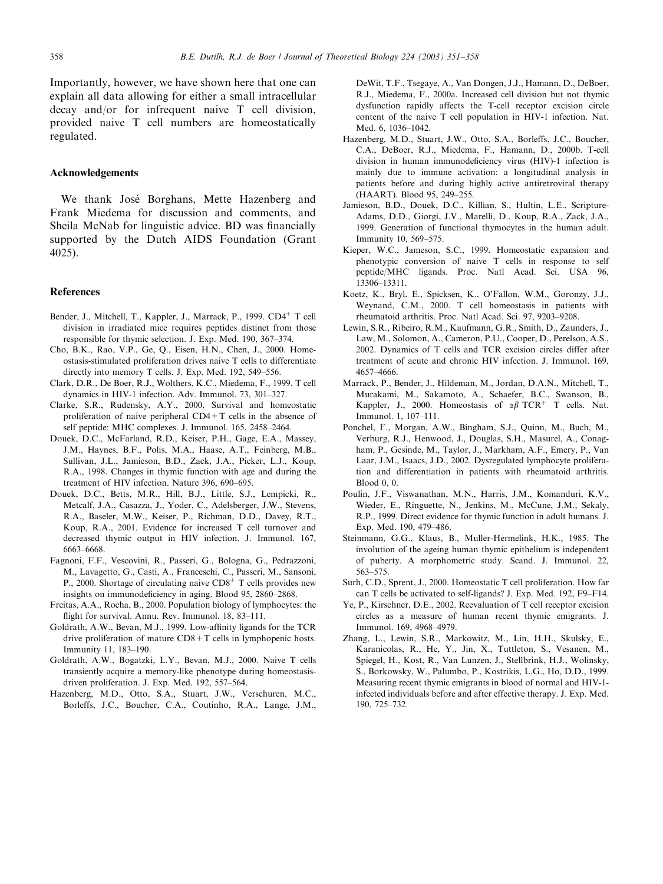Importantly, however, we have shown here that one can explain all data allowing for either a small intracellular decay and/or for infrequent naive T cell division, provided naive T cell numbers are homeostatically regulated.

## Acknowledgements

We thank José Borghans, Mette Hazenberg and Frank Miedema for discussion and comments, and Sheila McNab for linguistic advice. BD was financially supported by the Dutch AIDS Foundation (Grant 4025).

## References

Bender, J., Mitchell, T., Kappler, J., Marrack, P., 1999. $CD4^+$ T cell division in irradiated mice requires peptides distinct from those responsible for thymic selection. J. Exp. Med. 190, 367–374.

Cho, B.K., Rao, V.P., Ge, Q., Eisen, H.N., Chen, J., 2000. Homeostasis-stimulated proliferation drives naive T cells to differentiate directly into memory T cells. J. Exp. Med. 192, 549–556.

Clark, D.R., De Boer, R.J., Wolthers, K.C., Miedema, F., 1999. T cell dynamics in HIV-1 infection. Adv. Immunol. 73, 301–327.

Clarke, S.R., Rudensky, A.Y., 2000. Survival and homeostatic proliferation of naive peripheral CD4+T cells in the absence of self peptide: MHC complexes. J. Immunol. 165, 2458–2464.

Douek, D.C., McFarland, R.D., Keiser, P.H., Gage, E.A., Massey, J.M., Haynes, B.F., Polis, M.A., Haase, A.T., Feinberg, M.B., Sullivan, J.L., Jamieson, B.D., Zack, J.A., Picker, L.J., Koup, R.A., 1998. Changes in thymic function with age and during the treatment of HIV infection. Nature 396, 690–695.

Douek, D.C., Betts, M.R., Hill, B.J., Little, S.J., Lempicki, R., Metcalf, J.A., Casazza, J., Yoder, C., Adelsberger, J.W., Stevens, R.A., Baseler, M.W., Keiser, P., Richman, D.D., Davey, R.T., Koup, R.A., 2001. Evidence for increased T cell turnover and decreased thymic output in HIV infection. J. Immunol. 167, 6663–6668.

Fagnoni, F.F., Vescovini, R., Passeri, G., Bologna, G., Pedrazzoni, M., Lavagetto, G., Casti, A., Franceschi, C., Passeri, M., Sansoni, P., 2000. Shortage of circulating naive $CD8^+$ T cells provides new insights on immunodeficiency in aging. Blood 95, 2860–2868.

Freitas, A.A., Rocha, B., 2000. Population biology of lymphocytes: the flight for survival. Annu. Rev. Immunol. 18, 83–111.

Goldrath, A.W., Bevan, M.J., 1999. Low-affinity ligands for the TCR drive proliferation of mature CD8+T cells in lymphopenic hosts. Immunity 11, 183–190.

Goldrath, A.W., Bogatzki, L.Y., Bevan, M.J., 2000. Naive T cells transiently acquire a memory-like phenotype during homeostasis-driven proliferation. J. Exp. Med. 192, 557–564.

Hazenberg, M.D., Otto, S.A., Stuart, J.W., Verschuren, M.C., Borleffs, J.C., Boucher, C.A., Coutinho, R.A., Lange, J.M., DeWit, T.F., Tsegaye, A., Van Dongen, J.J., Hamann, D., DeBoer, R.J., Miedema, F., 2000a. Increased cell division but not thymic dysfunction rapidly affects the T-cell receptor excision circle content of the naive T cell population in HIV-1 infection. Nat. Med. 6, 1036–1042.

Hazenberg, M.D., Stuart, J.W., Otto, S.A., Borleffs, J.C., Boucher, C.A., DeBoer, R.J., Miedema, F., Hamann, D., 2000b. T-cell division in human immunodeficiency virus (HIV)-1 infection is mainly due to immune activation: a longitudinal analysis in patients before and during highly active antiretroviral therapy (HAART). Blood 95, 249–255.

Jamieson, B.D., Douek, D.C., Killian, S., Hultin, L.E., Scripture-Adams, D.D., Giorgi, J.V., Marelli, D., Koup, R.A., Zack, J.A., 1999. Generation of functional thymocytes in the human adult. Immunity 10, 569–575.

Kieper, W.C., Jameson, S.C., 1999. Homeostatic expansion and phenotypic conversion of naive T cells in response to self peptide/MHC ligands. Proc. Natl Acad. Sci. USA 96, 13306–13311.

Koetz, K., Bryl, E., Spicksen, K., O'Fallon, W.M., Goronzy, J.J., Weynand, C.M., 2000. T cell homeostasis in patients with rheumatoid arthritis. Proc. Natl Acad. Sci. 97, 9203–9208.

Lewin, S.R., Ribeiro, R.M., Kaufmann, G.R., Smith, D., Zaunders, J., Law, M., Solomon, A., Cameron, P.U., Cooper, D., Perelson, A.S., 2002. Dynamics of T cells and TCR excision circles differ after treatment of acute and chronic HIV infection. J. Immunol. 169, 4657–4666.

Marrack, P., Bender, J., Hildeman, M., Jordan, D.A.N., Mitchell, T., Murakami, M., Sakamoto, A., Schaefer, B.C., Swanson, B., Kappler, J., 2000. Homeostasis of $\alpha\beta$ $TCR^+$ T cells. Nat. Immunol. 1, 107–111.

Ponchel, F., Morgan, A.W., Bingham, S.J., Quinn, M., Buch, M., Verburg, R.J., Henwood, J., Douglas, S.H., Masurel, A., Conaghan, P., Gesinde, M., Taylor, J., Markham, A.F., Emery, P., Van Laar, J.M., Isaacs, J.D., 2002. Dysregulated lymphocyte proliferation and differentiation in patients with rheumatoid arthritis. Blood 0, 0.

Poulin, J.F., Viswanathan, M.N., Harris, J.M., Komanduri, K.V., Wieder, E., Ringuette, N., Jenkins, M., McCune, J.M., Sekaly, R.P., 1999. Direct evidence for thymic function in adult humans. J. Exp. Med. 190, 479–486.

Steinmann, G.G., Klaus, B., Muller-Hermelink, H.K., 1985. The involution of the ageing human thymic epithelium is independent of puberty. A morphometric study. Scand. J. Immunol. 22, 563–575.

Surh, C.D., Sprent, J., 2000. Homeostatic T cell proliferation. How far can T cells be activated to self-ligands? J. Exp. Med. 192, F9–F14.

Ye, P., Kirschner, D.E., 2002. Reevaluation of T cell receptor excision circles as a measure of human recent thymic emigrants. J. Immunol. 169, 4968–4979.

Zhang, L., Lewin, S.R., Markowitz, M., Lin, H.H., Skulsky, E., Karanicolas, R., He, Y., Jin, X., Tuttleton, S., Vesanen, M., Spiegel, H., Kost, R., Van Lunzen, J., Stellbrink, H.J., Wolinsky, S., Borkowsky, W., Palumbo, P., Kostrikis, L.G., Ho, D.D., 1999. Measuring recent thymic emigrants in blood of normal and HIV-1-infected individuals before and after effective therapy. J. Exp. Med. 190, 725–732.